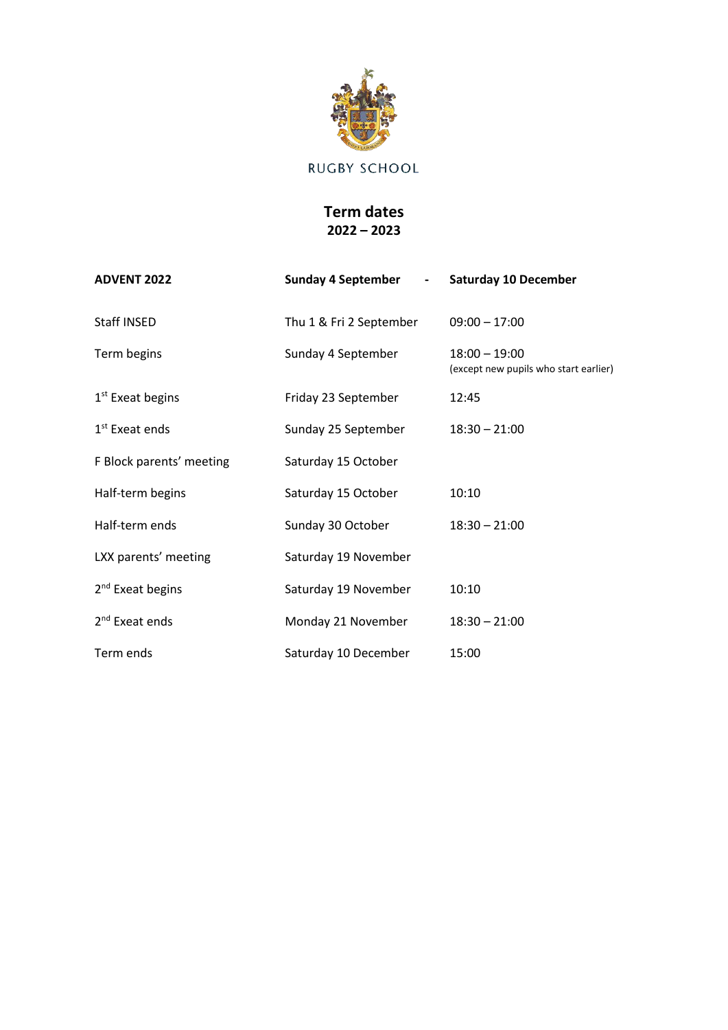RUGBY SCHOOL

# Term dates
## 2022 – 2023

| **ADVENT 2022** | **Sunday 4 September -** | **Saturday 10 December** |
|---|---|---|
| Staff INSED | Thu 1 & Fri 2 September | 09:00 – 17:00 |
| Term begins | Sunday 4 September | 18:00 – 19:00 (except new pupils who start earlier) |
| 1st Exeat begins | Friday 23 September | 12:45 |
| 1st Exeat ends | Sunday 25 September | 18:30 – 21:00 |
| F Block parents' meeting | Saturday 15 October | |
| Half-term begins | Saturday 15 October | 10:10 |
| Half-term ends | Sunday 30 October | 18:30 – 21:00 |
| LXX parents' meeting | Saturday 19 November | |
| 2nd Exeat begins | Saturday 19 November | 10:10 |
| 2nd Exeat ends | Monday 21 November | 18:30 – 21:00 |
| Term ends | Saturday 10 December | 15:00 |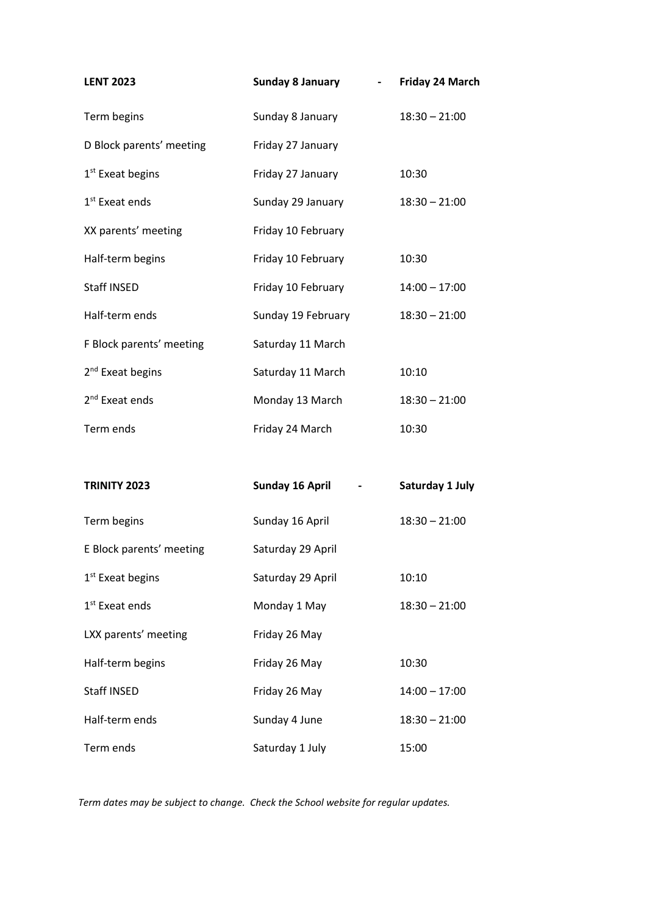| | | |
|---|---|---|
| **LENT 2023** | **Sunday 8 January - ** | **Friday 24 March** |
| Term begins | Sunday 8 January | 18:30 – 21:00 |
| D Block parents' meeting | Friday 27 January | |
| 1st Exeat begins | Friday 27 January | 10:30 |
| 1st Exeat ends | Sunday 29 January | 18:30 – 21:00 |
| XX parents' meeting | Friday 10 February | |
| Half-term begins | Friday 10 February | 10:30 |
| Staff INSED | Friday 10 February | 14:00 – 17:00 |
| Half-term ends | Sunday 19 February | 18:30 – 21:00 |
| F Block parents' meeting | Saturday 11 March | |
| 2nd Exeat begins | Saturday 11 March | 10:10 |
| 2nd Exeat ends | Monday 13 March | 18:30 – 21:00 |
| Term ends | Friday 24 March | 10:30 |

| | | |
|---|---|---|
| **TRINITY 2023** | **Sunday 16 April - ** | **Saturday 1 July** |
| Term begins | Sunday 16 April | 18:30 – 21:00 |
| E Block parents' meeting | Saturday 29 April | |
| 1st Exeat begins | Saturday 29 April | 10:10 |
| 1st Exeat ends | Monday 1 May | 18:30 – 21:00 |
| LXX parents' meeting | Friday 26 May | |
| Half-term begins | Friday 26 May | 10:30 |
| Staff INSED | Friday 26 May | 14:00 – 17:00 |
| Half-term ends | Sunday 4 June | 18:30 – 21:00 |
| Term ends | Saturday 1 July | 15:00 |

*Term dates may be subject to change. Check the School website for regular updates.*